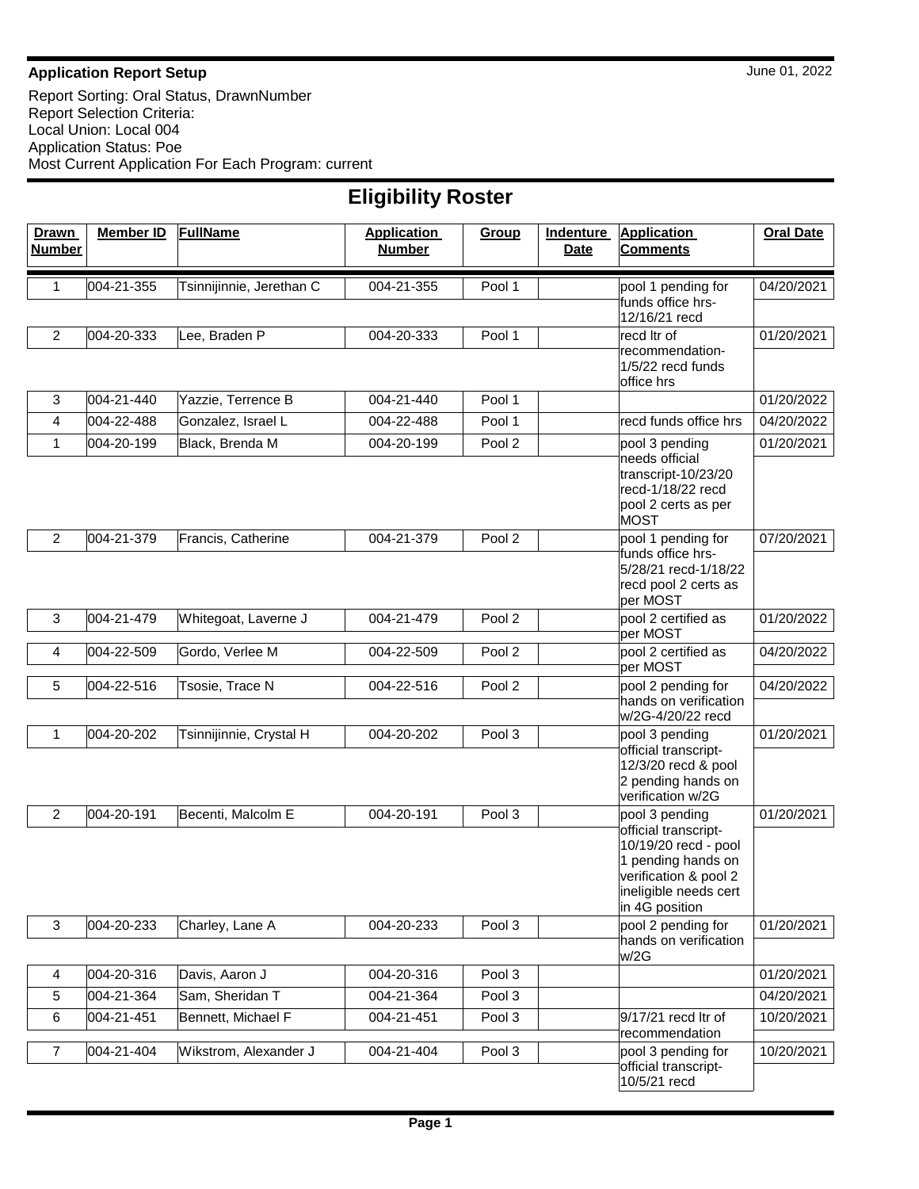**Application Report Setup**

June 01, 2022

Report Sorting: Oral Status, DrawnNumber
Report Selection Criteria:
Local Union: Local 004
Application Status: Poe
Most Current Application For Each Program: current

# Eligibility Roster

| Drawn Number | Member ID | FullName | Application Number | Group | Indenture Date | Application Comments | Oral Date |
|---|---|---|---|---|---|---|---|
| 1 | 004-21-355 | Tsinnijinnie, Jerethan C | 004-21-355 | Pool 1 | | pool 1 pending for funds office hrs-12/16/21 recd | 04/20/2021 |
| 2 | 004-20-333 | Lee, Braden P | 004-20-333 | Pool 1 | | recd ltr of recommendation-1/5/22 recd funds office hrs | 01/20/2021 |
| 3 | 004-21-440 | Yazzie, Terrence B | 004-21-440 | Pool 1 | | | 01/20/2022 |
| 4 | 004-22-488 | Gonzalez, Israel L | 004-22-488 | Pool 1 | | recd funds office hrs | 04/20/2022 |
| 1 | 004-20-199 | Black, Brenda M | 004-20-199 | Pool 2 | | pool 3 pending needs official transcript-10/23/20 recd-1/18/22 recd pool 2 certs as per MOST | 01/20/2021 |
| 2 | 004-21-379 | Francis, Catherine | 004-21-379 | Pool 2 | | pool 1 pending for funds office hrs-5/28/21 recd-1/18/22 recd pool 2 certs as per MOST | 07/20/2021 |
| 3 | 004-21-479 | Whitegoat, Laverne J | 004-21-479 | Pool 2 | | pool 2 certified as per MOST | 01/20/2022 |
| 4 | 004-22-509 | Gordo, Verlee M | 004-22-509 | Pool 2 | | pool 2 certified as per MOST | 04/20/2022 |
| 5 | 004-22-516 | Tsosie, Trace N | 004-22-516 | Pool 2 | | pool 2 pending for hands on verification w/2G-4/20/22 recd | 04/20/2022 |
| 1 | 004-20-202 | Tsinnijinnie, Crystal H | 004-20-202 | Pool 3 | | pool 3 pending official transcript-12/3/20 recd & pool 2 pending hands on verification w/2G | 01/20/2021 |
| 2 | 004-20-191 | Becenti, Malcolm E | 004-20-191 | Pool 3 | | pool 3 pending official transcript-10/19/20 recd - pool 1 pending hands on verification & pool 2 ineligible needs cert in 4G position | 01/20/2021 |
| 3 | 004-20-233 | Charley, Lane A | 004-20-233 | Pool 3 | | pool 2 pending for hands on verification w/2G | 01/20/2021 |
| 4 | 004-20-316 | Davis, Aaron J | 004-20-316 | Pool 3 | | | 01/20/2021 |
| 5 | 004-21-364 | Sam, Sheridan T | 004-21-364 | Pool 3 | | | 04/20/2021 |
| 6 | 004-21-451 | Bennett, Michael F | 004-21-451 | Pool 3 | | 9/17/21 recd ltr of recommendation | 10/20/2021 |
| 7 | 004-21-404 | Wikstrom, Alexander J | 004-21-404 | Pool 3 | | pool 3 pending for official transcript-10/5/21 recd | 10/20/2021 |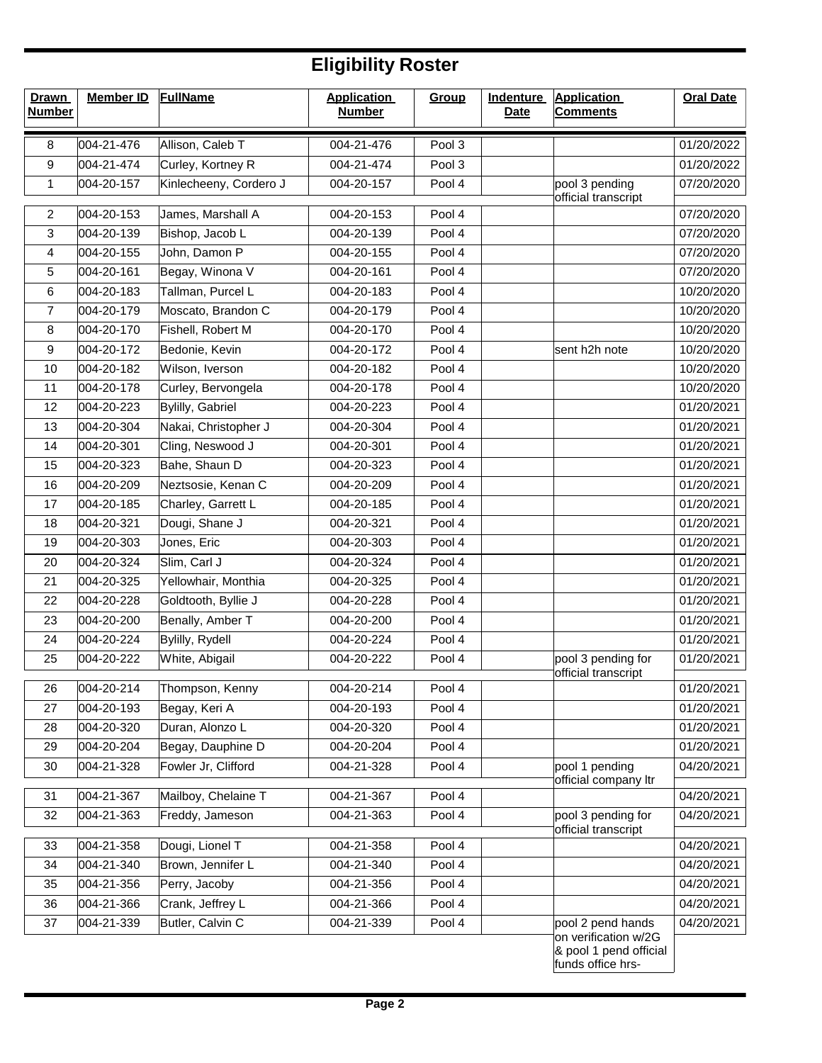# Eligibility Roster

| Drawn Number | Member ID | FullName | Application Number | Group | Indenture Date | Application Comments | Oral Date |
|---|---|---|---|---|---|---|---|
| 8 | 004-21-476 | Allison, Caleb T | 004-21-476 | Pool 3 | | | 01/20/2022 |
| 9 | 004-21-474 | Curley, Kortney R | 004-21-474 | Pool 3 | | | 01/20/2022 |
| 1 | 004-20-157 | Kinlecheeny, Cordero J | 004-20-157 | Pool 4 | | pool 3 pending official transcript | 07/20/2020 |
| 2 | 004-20-153 | James, Marshall A | 004-20-153 | Pool 4 | | | 07/20/2020 |
| 3 | 004-20-139 | Bishop, Jacob L | 004-20-139 | Pool 4 | | | 07/20/2020 |
| 4 | 004-20-155 | John, Damon P | 004-20-155 | Pool 4 | | | 07/20/2020 |
| 5 | 004-20-161 | Begay, Winona V | 004-20-161 | Pool 4 | | | 07/20/2020 |
| 6 | 004-20-183 | Tallman, Purcel L | 004-20-183 | Pool 4 | | | 10/20/2020 |
| 7 | 004-20-179 | Moscato, Brandon C | 004-20-179 | Pool 4 | | | 10/20/2020 |
| 8 | 004-20-170 | Fishell, Robert M | 004-20-170 | Pool 4 | | | 10/20/2020 |
| 9 | 004-20-172 | Bedonie, Kevin | 004-20-172 | Pool 4 | | sent h2h note | 10/20/2020 |
| 10 | 004-20-182 | Wilson, Iverson | 004-20-182 | Pool 4 | | | 10/20/2020 |
| 11 | 004-20-178 | Curley, Bervongela | 004-20-178 | Pool 4 | | | 10/20/2020 |
| 12 | 004-20-223 | Bylilly, Gabriel | 004-20-223 | Pool 4 | | | 01/20/2021 |
| 13 | 004-20-304 | Nakai, Christopher J | 004-20-304 | Pool 4 | | | 01/20/2021 |
| 14 | 004-20-301 | Cling, Neswood J | 004-20-301 | Pool 4 | | | 01/20/2021 |
| 15 | 004-20-323 | Bahe, Shaun D | 004-20-323 | Pool 4 | | | 01/20/2021 |
| 16 | 004-20-209 | Neztsosie, Kenan C | 004-20-209 | Pool 4 | | | 01/20/2021 |
| 17 | 004-20-185 | Charley, Garrett L | 004-20-185 | Pool 4 | | | 01/20/2021 |
| 18 | 004-20-321 | Dougi, Shane J | 004-20-321 | Pool 4 | | | 01/20/2021 |
| 19 | 004-20-303 | Jones, Eric | 004-20-303 | Pool 4 | | | 01/20/2021 |
| 20 | 004-20-324 | Slim, Carl J | 004-20-324 | Pool 4 | | | 01/20/2021 |
| 21 | 004-20-325 | Yellowhair, Monthia | 004-20-325 | Pool 4 | | | 01/20/2021 |
| 22 | 004-20-228 | Goldtooth, Byllie J | 004-20-228 | Pool 4 | | | 01/20/2021 |
| 23 | 004-20-200 | Benally, Amber T | 004-20-200 | Pool 4 | | | 01/20/2021 |
| 24 | 004-20-224 | Bylilly, Rydell | 004-20-224 | Pool 4 | | | 01/20/2021 |
| 25 | 004-20-222 | White, Abigail | 004-20-222 | Pool 4 | | pool 3 pending for official transcript | 01/20/2021 |
| 26 | 004-20-214 | Thompson, Kenny | 004-20-214 | Pool 4 | | | 01/20/2021 |
| 27 | 004-20-193 | Begay, Keri A | 004-20-193 | Pool 4 | | | 01/20/2021 |
| 28 | 004-20-320 | Duran, Alonzo L | 004-20-320 | Pool 4 | | | 01/20/2021 |
| 29 | 004-20-204 | Begay, Dauphine D | 004-20-204 | Pool 4 | | | 01/20/2021 |
| 30 | 004-21-328 | Fowler Jr, Clifford | 004-21-328 | Pool 4 | | pool 1 pending official company ltr | 04/20/2021 |
| 31 | 004-21-367 | Mailboy, Chelaine T | 004-21-367 | Pool 4 | | | 04/20/2021 |
| 32 | 004-21-363 | Freddy, Jameson | 004-21-363 | Pool 4 | | pool 3 pending for official transcript | 04/20/2021 |
| 33 | 004-21-358 | Dougi, Lionel T | 004-21-358 | Pool 4 | | | 04/20/2021 |
| 34 | 004-21-340 | Brown, Jennifer L | 004-21-340 | Pool 4 | | | 04/20/2021 |
| 35 | 004-21-356 | Perry, Jacoby | 004-21-356 | Pool 4 | | | 04/20/2021 |
| 36 | 004-21-366 | Crank, Jeffrey L | 004-21-366 | Pool 4 | | | 04/20/2021 |
| 37 | 004-21-339 | Butler, Calvin C | 004-21-339 | Pool 4 | | pool 2 pend hands on verification w/2G & pool 1 pend official funds office hrs- | 04/20/2021 |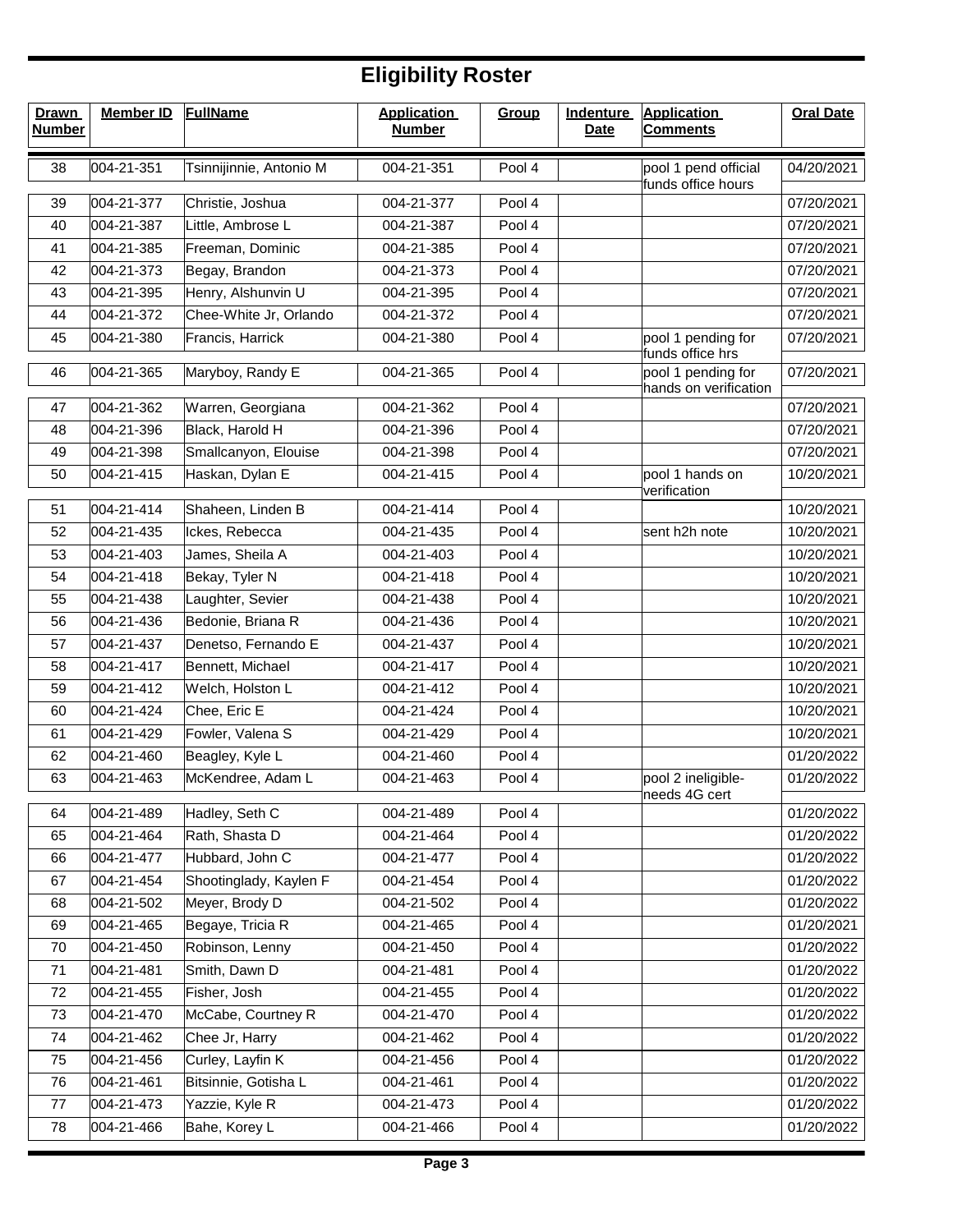# Eligibility Roster

| Drawn Number | Member ID | FullName | Application Number | Group | Indenture Date | Application Comments | Oral Date |
|---|---|---|---|---|---|---|---|
| 38 | 004-21-351 | Tsinnijinnie, Antonio M | 004-21-351 | Pool 4 | | pool 1 pend official funds office hours | 04/20/2021 |
| 39 | 004-21-377 | Christie, Joshua | 004-21-377 | Pool 4 | | | 07/20/2021 |
| 40 | 004-21-387 | Little, Ambrose L | 004-21-387 | Pool 4 | | | 07/20/2021 |
| 41 | 004-21-385 | Freeman, Dominic | 004-21-385 | Pool 4 | | | 07/20/2021 |
| 42 | 004-21-373 | Begay, Brandon | 004-21-373 | Pool 4 | | | 07/20/2021 |
| 43 | 004-21-395 | Henry, Alshunvin U | 004-21-395 | Pool 4 | | | 07/20/2021 |
| 44 | 004-21-372 | Chee-White Jr, Orlando | 004-21-372 | Pool 4 | | | 07/20/2021 |
| 45 | 004-21-380 | Francis, Harrick | 004-21-380 | Pool 4 | | pool 1 pending for funds office hrs | 07/20/2021 |
| 46 | 004-21-365 | Maryboy, Randy E | 004-21-365 | Pool 4 | | pool 1 pending for hands on verification | 07/20/2021 |
| 47 | 004-21-362 | Warren, Georgiana | 004-21-362 | Pool 4 | | | 07/20/2021 |
| 48 | 004-21-396 | Black, Harold H | 004-21-396 | Pool 4 | | | 07/20/2021 |
| 49 | 004-21-398 | Smallcanyon, Elouise | 004-21-398 | Pool 4 | | | 07/20/2021 |
| 50 | 004-21-415 | Haskan, Dylan E | 004-21-415 | Pool 4 | | pool 1 hands on verification | 10/20/2021 |
| 51 | 004-21-414 | Shaheen, Linden B | 004-21-414 | Pool 4 | | | 10/20/2021 |
| 52 | 004-21-435 | Ickes, Rebecca | 004-21-435 | Pool 4 | | sent h2h note | 10/20/2021 |
| 53 | 004-21-403 | James, Sheila A | 004-21-403 | Pool 4 | | | 10/20/2021 |
| 54 | 004-21-418 | Bekay, Tyler N | 004-21-418 | Pool 4 | | | 10/20/2021 |
| 55 | 004-21-438 | Laughter, Sevier | 004-21-438 | Pool 4 | | | 10/20/2021 |
| 56 | 004-21-436 | Bedonie, Briana R | 004-21-436 | Pool 4 | | | 10/20/2021 |
| 57 | 004-21-437 | Denetso, Fernando E | 004-21-437 | Pool 4 | | | 10/20/2021 |
| 58 | 004-21-417 | Bennett, Michael | 004-21-417 | Pool 4 | | | 10/20/2021 |
| 59 | 004-21-412 | Welch, Holston L | 004-21-412 | Pool 4 | | | 10/20/2021 |
| 60 | 004-21-424 | Chee, Eric E | 004-21-424 | Pool 4 | | | 10/20/2021 |
| 61 | 004-21-429 | Fowler, Valena S | 004-21-429 | Pool 4 | | | 10/20/2021 |
| 62 | 004-21-460 | Beagley, Kyle L | 004-21-460 | Pool 4 | | | 01/20/2022 |
| 63 | 004-21-463 | McKendree, Adam L | 004-21-463 | Pool 4 | | pool 2 ineligible- needs 4G cert | 01/20/2022 |
| 64 | 004-21-489 | Hadley, Seth C | 004-21-489 | Pool 4 | | | 01/20/2022 |
| 65 | 004-21-464 | Rath, Shasta D | 004-21-464 | Pool 4 | | | 01/20/2022 |
| 66 | 004-21-477 | Hubbard, John C | 004-21-477 | Pool 4 | | | 01/20/2022 |
| 67 | 004-21-454 | Shootinglady, Kaylen F | 004-21-454 | Pool 4 | | | 01/20/2022 |
| 68 | 004-21-502 | Meyer, Brody D | 004-21-502 | Pool 4 | | | 01/20/2022 |
| 69 | 004-21-465 | Begaye, Tricia R | 004-21-465 | Pool 4 | | | 01/20/2021 |
| 70 | 004-21-450 | Robinson, Lenny | 004-21-450 | Pool 4 | | | 01/20/2022 |
| 71 | 004-21-481 | Smith, Dawn D | 004-21-481 | Pool 4 | | | 01/20/2022 |
| 72 | 004-21-455 | Fisher, Josh | 004-21-455 | Pool 4 | | | 01/20/2022 |
| 73 | 004-21-470 | McCabe, Courtney R | 004-21-470 | Pool 4 | | | 01/20/2022 |
| 74 | 004-21-462 | Chee Jr, Harry | 004-21-462 | Pool 4 | | | 01/20/2022 |
| 75 | 004-21-456 | Curley, Layfin K | 004-21-456 | Pool 4 | | | 01/20/2022 |
| 76 | 004-21-461 | Bitsinnie, Gotisha L | 004-21-461 | Pool 4 | | | 01/20/2022 |
| 77 | 004-21-473 | Yazzie, Kyle R | 004-21-473 | Pool 4 | | | 01/20/2022 |
| 78 | 004-21-466 | Bahe, Korey L | 004-21-466 | Pool 4 | | | 01/20/2022 |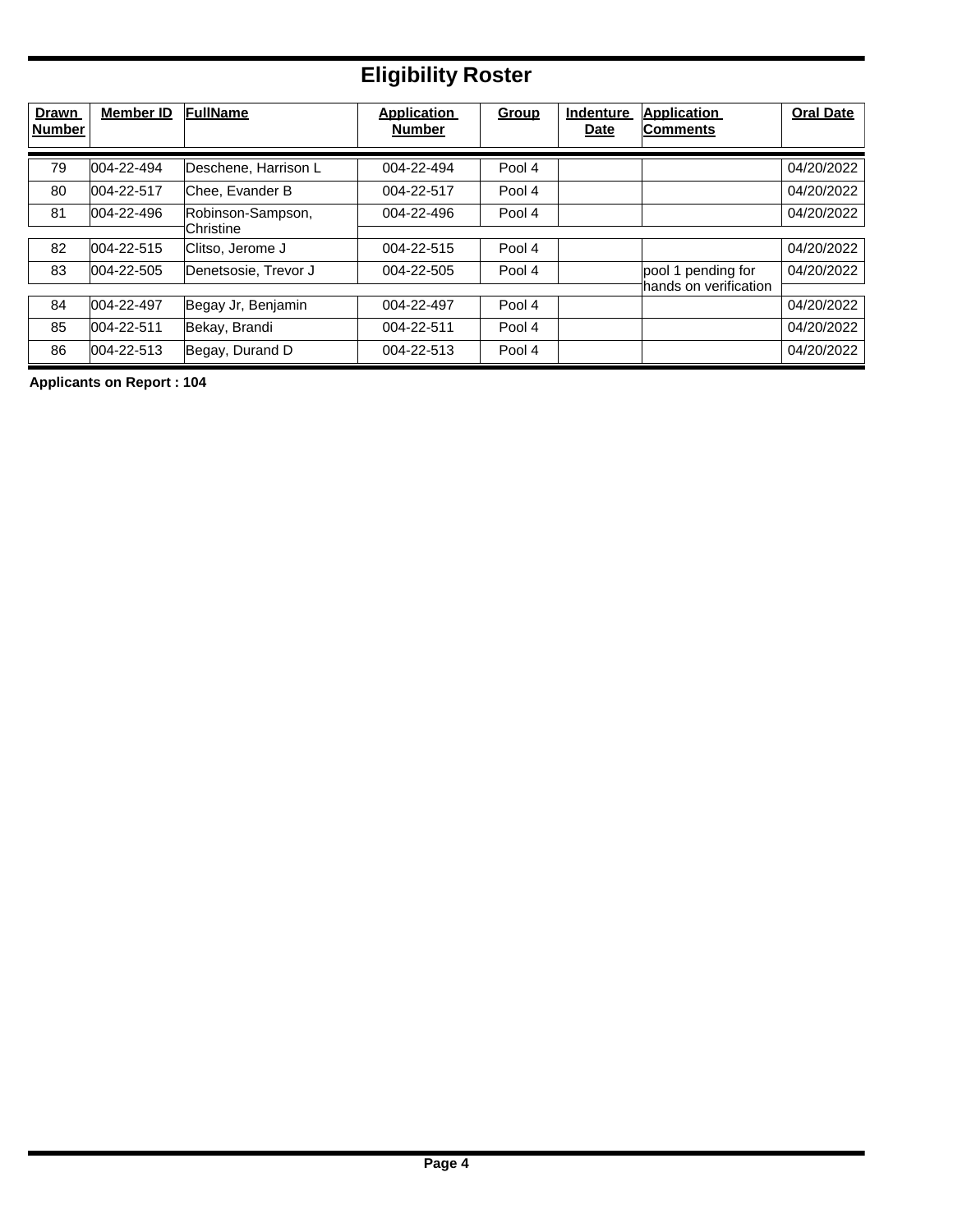# Eligibility Roster

| Drawn Number | Member ID | FullName | Application Number | Group | Indenture Date | Application Comments | Oral Date |
|---|---|---|---|---|---|---|---|
| 79 | 004-22-494 | Deschene, Harrison L | 004-22-494 | Pool 4 | | | 04/20/2022 |
| 80 | 004-22-517 | Chee, Evander B | 004-22-517 | Pool 4 | | | 04/20/2022 |
| 81 | 004-22-496 | Robinson-Sampson, Christine | 004-22-496 | Pool 4 | | | 04/20/2022 |
| 82 | 004-22-515 | Clitso, Jerome J | 004-22-515 | Pool 4 | | | 04/20/2022 |
| 83 | 004-22-505 | Denetsosie, Trevor J | 004-22-505 | Pool 4 | | pool 1 pending for hands on verification | 04/20/2022 |
| 84 | 004-22-497 | Begay Jr, Benjamin | 004-22-497 | Pool 4 | | | 04/20/2022 |
| 85 | 004-22-511 | Bekay, Brandi | 004-22-511 | Pool 4 | | | 04/20/2022 |
| 86 | 004-22-513 | Begay, Durand D | 004-22-513 | Pool 4 | | | 04/20/2022 |

**Applicants on Report : 104**